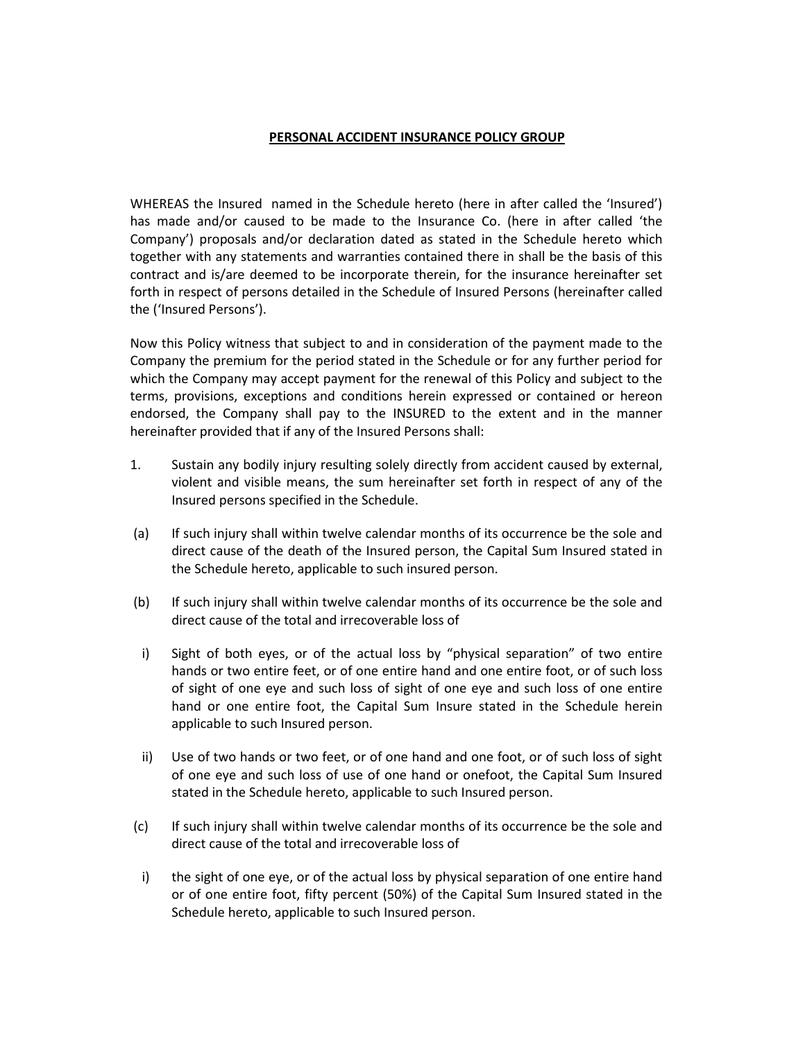# PERSONAL ACCIDENT INSURANCE POLICY GROUP

WHEREAS the Insured named in the Schedule hereto (here in after called the 'Insured') has made and/or caused to be made to the Insurance Co. (here in after called 'the Company') proposals and/or declaration dated as stated in the Schedule hereto which together with any statements and warranties contained there in shall be the basis of this contract and is/are deemed to be incorporate therein, for the insurance hereinafter set forth in respect of persons detailed in the Schedule of Insured Persons (hereinafter called the ('Insured Persons').

Now this Policy witness that subject to and in consideration of the payment made to the Company the premium for the period stated in the Schedule or for any further period for which the Company may accept payment for the renewal of this Policy and subject to the terms, provisions, exceptions and conditions herein expressed or contained or hereon endorsed, the Company shall pay to the INSURED to the extent and in the manner hereinafter provided that if any of the Insured Persons shall:

1. Sustain any bodily injury resulting solely directly from accident caused by external, violent and visible means, the sum hereinafter set forth in respect of any of the Insured persons specified in the Schedule.

(a) If such injury shall within twelve calendar months of its occurrence be the sole and direct cause of the death of the Insured person, the Capital Sum Insured stated in the Schedule hereto, applicable to such insured person.

(b) If such injury shall within twelve calendar months of its occurrence be the sole and direct cause of the total and irrecoverable loss of

i) Sight of both eyes, or of the actual loss by "physical separation" of two entire hands or two entire feet, or of one entire hand and one entire foot, or of such loss of sight of one eye and such loss of sight of one eye and such loss of one entire hand or one entire foot, the Capital Sum Insure stated in the Schedule herein applicable to such Insured person.

ii) Use of two hands or two feet, or of one hand and one foot, or of such loss of sight of one eye and such loss of use of one hand or onefoot, the Capital Sum Insured stated in the Schedule hereto, applicable to such Insured person.

(c) If such injury shall within twelve calendar months of its occurrence be the sole and direct cause of the total and irrecoverable loss of

i) the sight of one eye, or of the actual loss by physical separation of one entire hand or of one entire foot, fifty percent (50%) of the Capital Sum Insured stated in the Schedule hereto, applicable to such Insured person.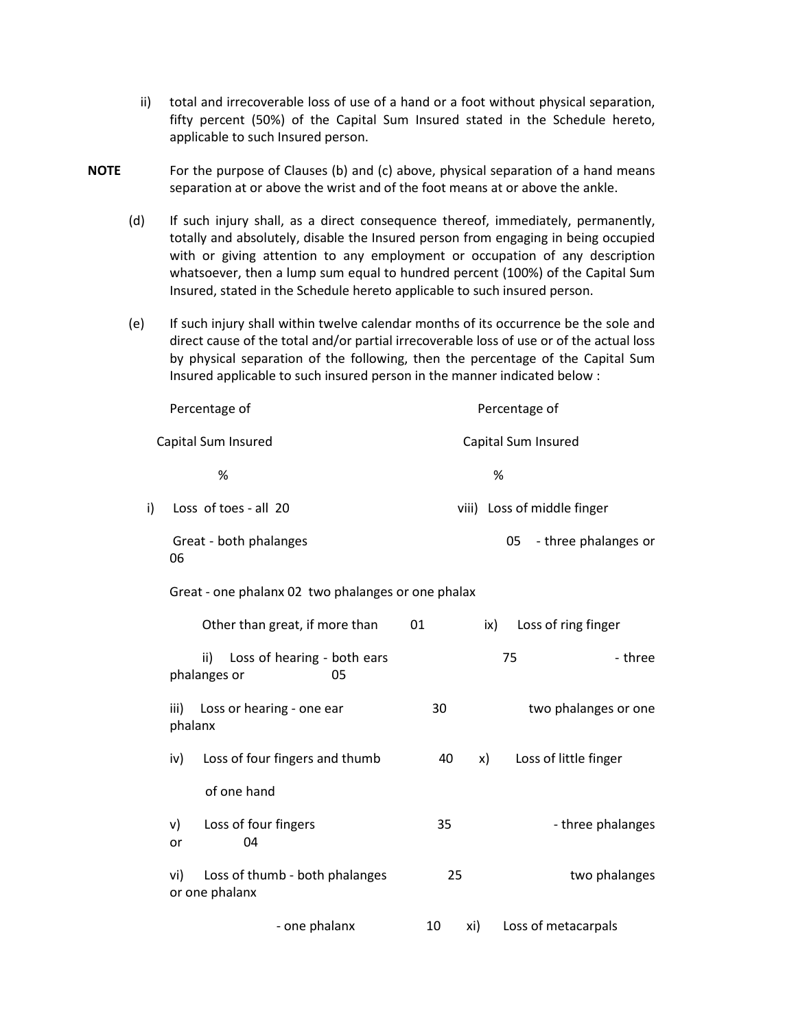ii) total and irrecoverable loss of use of a hand or a foot without physical separation, fifty percent (50%) of the Capital Sum Insured stated in the Schedule hereto, applicable to such Insured person.

**NOTE** For the purpose of Clauses (b) and (c) above, physical separation of a hand means separation at or above the wrist and of the foot means at or above the ankle.

(d) If such injury shall, as a direct consequence thereof, immediately, permanently, totally and absolutely, disable the Insured person from engaging in being occupied with or giving attention to any employment or occupation of any description whatsoever, then a lump sum equal to hundred percent (100%) of the Capital Sum Insured, stated in the Schedule hereto applicable to such insured person.

(e) If such injury shall within twelve calendar months of its occurrence be the sole and direct cause of the total and/or partial irrecoverable loss of use or of the actual loss by physical separation of the following, then the percentage of the Capital Sum Insured applicable to such insured person in the manner indicated below :

| | Percentage of Capital Sum Insured % | | Percentage of Capital Sum Insured % |
|---|---|---|---|
| i) Loss of toes - all | 20 | viii) Loss of middle finger | |
| Great - both phalanges | 05 | - three phalanges or | 06 |
| Great - one phalanx | 02 | two phalanges or one phalax | |
| Other than great, if more than | 01 | ix) Loss of ring finger | |
| ii) Loss of hearing - both ears | 75 | - three phalanges or | 05 |
| iii) Loss or hearing - one ear | 30 | two phalanges or one phalanx | |
| iv) Loss of four fingers and thumb of one hand | 40 | x) Loss of little finger | |
| v) Loss of four fingers | 35 | - three phalanges or | 04 |
| vi) Loss of thumb - both phalanges | 25 | two phalanges or one phalanx | |
| - one phalanx | 10 | xi) Loss of metacarpals | |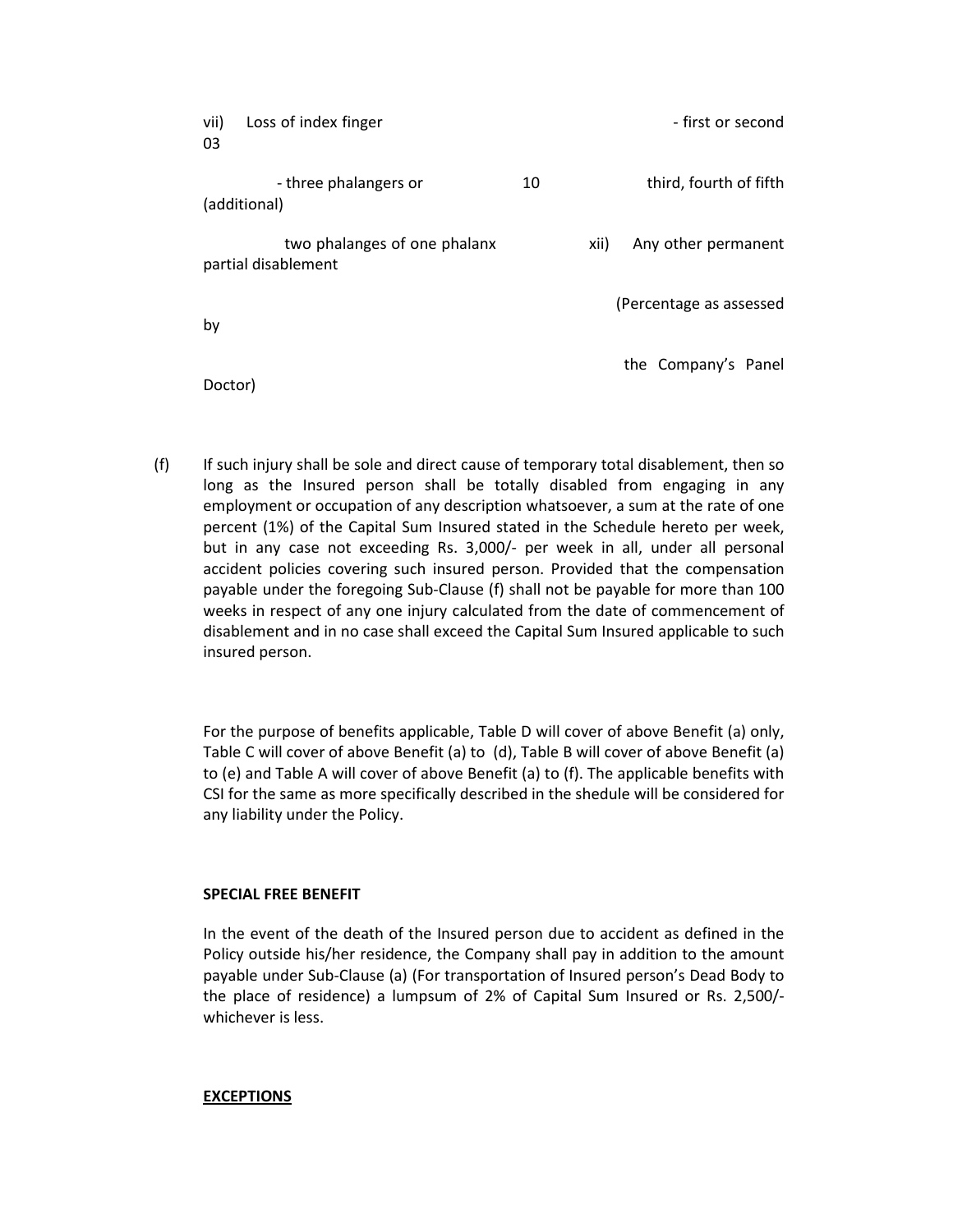vii) Loss of index finger - first or second 03

- three phalangers or 10 third, fourth of fifth (additional)

two phalanges of one phalanx xii) Any other permanent partial disablement

(Percentage as assessed by

the Company's Panel Doctor)

(f) If such injury shall be sole and direct cause of temporary total disablement, then so long as the Insured person shall be totally disabled from engaging in any employment or occupation of any description whatsoever, a sum at the rate of one percent (1%) of the Capital Sum Insured stated in the Schedule hereto per week, but in any case not exceeding Rs. 3,000/- per week in all, under all personal accident policies covering such insured person. Provided that the compensation payable under the foregoing Sub-Clause (f) shall not be payable for more than 100 weeks in respect of any one injury calculated from the date of commencement of disablement and in no case shall exceed the Capital Sum Insured applicable to such insured person.

For the purpose of benefits applicable, Table D will cover of above Benefit (a) only, Table C will cover of above Benefit (a) to (d), Table B will cover of above Benefit (a) to (e) and Table A will cover of above Benefit (a) to (f). The applicable benefits with CSI for the same as more specifically described in the shedule will be considered for any liability under the Policy.

**SPECIAL FREE BENEFIT**

In the event of the death of the Insured person due to accident as defined in the Policy outside his/her residence, the Company shall pay in addition to the amount payable under Sub-Clause (a) (For transportation of Insured person's Dead Body to the place of residence) a lumpsum of 2% of Capital Sum Insured or Rs. 2,500/- whichever is less.

**EXCEPTIONS**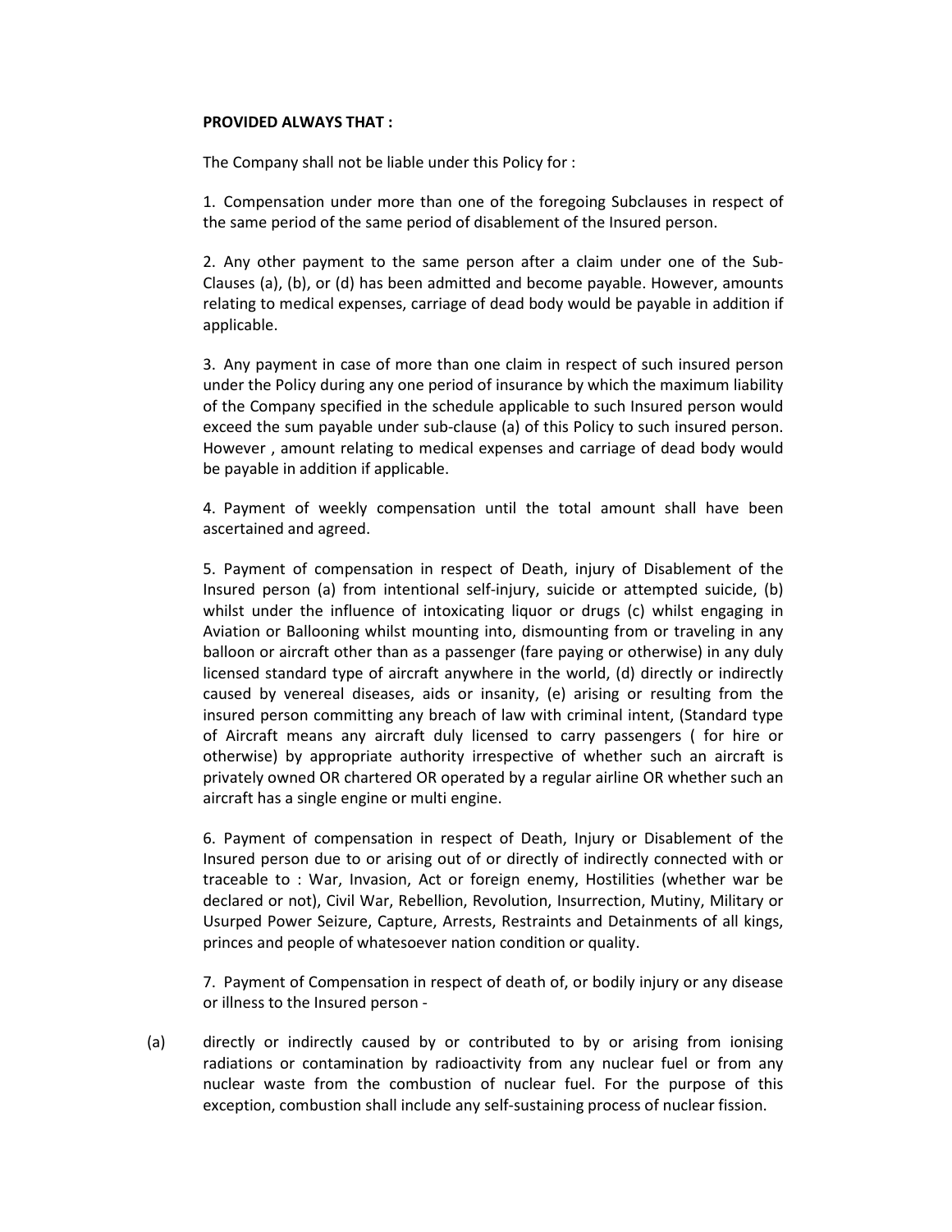**PROVIDED ALWAYS THAT :**

The Company shall not be liable under this Policy for :

1. Compensation under more than one of the foregoing Subclauses in respect of the same period of the same period of disablement of the Insured person.

2. Any other payment to the same person after a claim under one of the Sub-Clauses (a), (b), or (d) has been admitted and become payable. However, amounts relating to medical expenses, carriage of dead body would be payable in addition if applicable.

3. Any payment in case of more than one claim in respect of such insured person under the Policy during any one period of insurance by which the maximum liability of the Company specified in the schedule applicable to such Insured person would exceed the sum payable under sub-clause (a) of this Policy to such insured person. However , amount relating to medical expenses and carriage of dead body would be payable in addition if applicable.

4. Payment of weekly compensation until the total amount shall have been ascertained and agreed.

5. Payment of compensation in respect of Death, injury of Disablement of the Insured person (a) from intentional self-injury, suicide or attempted suicide, (b) whilst under the influence of intoxicating liquor or drugs (c) whilst engaging in Aviation or Ballooning whilst mounting into, dismounting from or traveling in any balloon or aircraft other than as a passenger (fare paying or otherwise) in any duly licensed standard type of aircraft anywhere in the world, (d) directly or indirectly caused by venereal diseases, aids or insanity, (e) arising or resulting from the insured person committing any breach of law with criminal intent, (Standard type of Aircraft means any aircraft duly licensed to carry passengers ( for hire or otherwise) by appropriate authority irrespective of whether such an aircraft is privately owned OR chartered OR operated by a regular airline OR whether such an aircraft has a single engine or multi engine.

6. Payment of compensation in respect of Death, Injury or Disablement of the Insured person due to or arising out of or directly of indirectly connected with or traceable to : War, Invasion, Act or foreign enemy, Hostilities (whether war be declared or not), Civil War, Rebellion, Revolution, Insurrection, Mutiny, Military or Usurped Power Seizure, Capture, Arrests, Restraints and Detainments of all kings, princes and people of whatesoever nation condition or quality.

7. Payment of Compensation in respect of death of, or bodily injury or any disease or illness to the Insured person -

(a) directly or indirectly caused by or contributed to by or arising from ionising radiations or contamination by radioactivity from any nuclear fuel or from any nuclear waste from the combustion of nuclear fuel. For the purpose of this exception, combustion shall include any self-sustaining process of nuclear fission.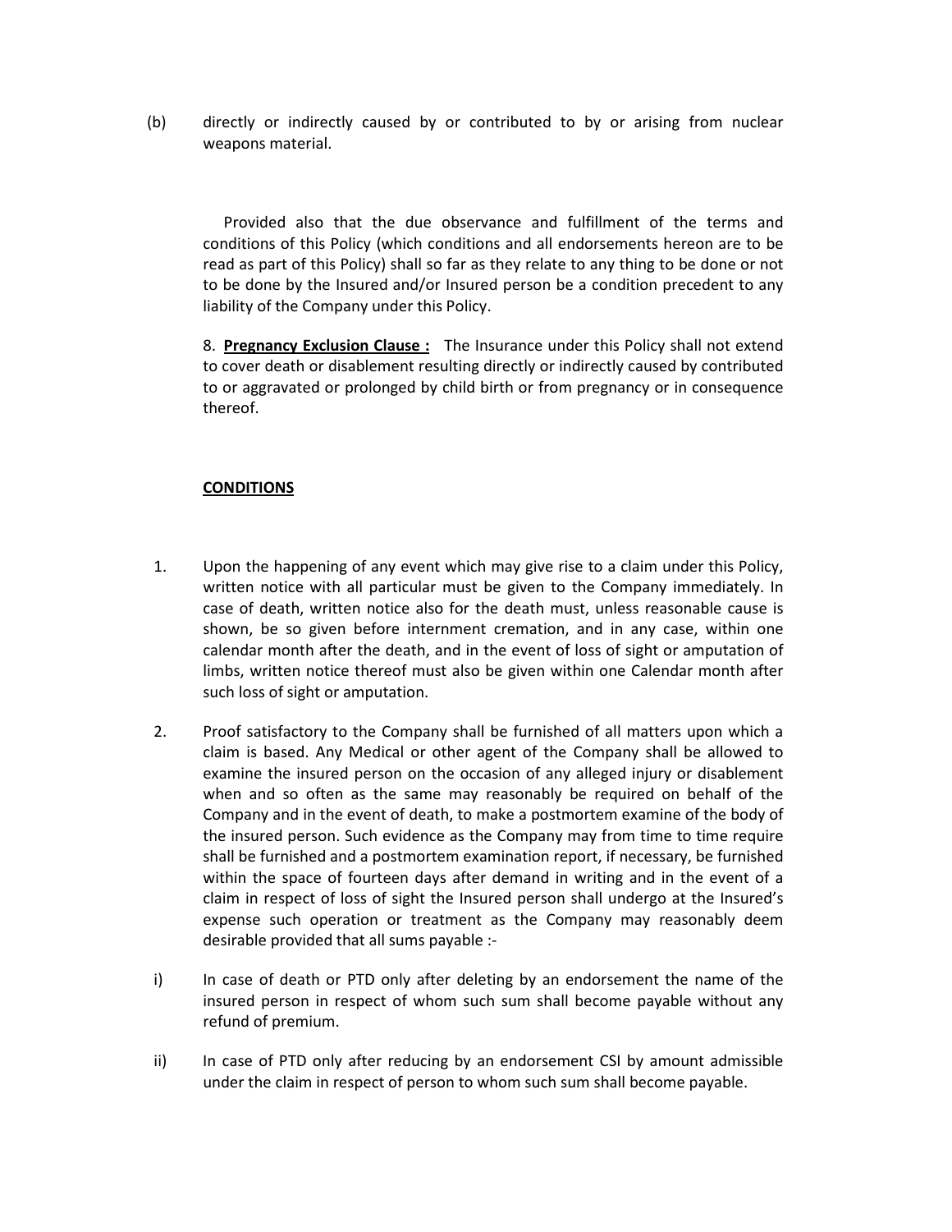(b) directly or indirectly caused by or contributed to by or arising from nuclear weapons material.

Provided also that the due observance and fulfillment of the terms and conditions of this Policy (which conditions and all endorsements hereon are to be read as part of this Policy) shall so far as they relate to any thing to be done or not to be done by the Insured and/or Insured person be a condition precedent to any liability of the Company under this Policy.

8. **Pregnancy Exclusion Clause :** The Insurance under this Policy shall not extend to cover death or disablement resulting directly or indirectly caused by contributed to or aggravated or prolonged by child birth or from pregnancy or in consequence thereof.

**CONDITIONS**

1. Upon the happening of any event which may give rise to a claim under this Policy, written notice with all particular must be given to the Company immediately. In case of death, written notice also for the death must, unless reasonable cause is shown, be so given before internment cremation, and in any case, within one calendar month after the death, and in the event of loss of sight or amputation of limbs, written notice thereof must also be given within one Calendar month after such loss of sight or amputation.

2. Proof satisfactory to the Company shall be furnished of all matters upon which a claim is based. Any Medical or other agent of the Company shall be allowed to examine the insured person on the occasion of any alleged injury or disablement when and so often as the same may reasonably be required on behalf of the Company and in the event of death, to make a postmortem examine of the body of the insured person. Such evidence as the Company may from time to time require shall be furnished and a postmortem examination report, if necessary, be furnished within the space of fourteen days after demand in writing and in the event of a claim in respect of loss of sight the Insured person shall undergo at the Insured's expense such operation or treatment as the Company may reasonably deem desirable provided that all sums payable :-

i) In case of death or PTD only after deleting by an endorsement the name of the insured person in respect of whom such sum shall become payable without any refund of premium.

ii) In case of PTD only after reducing by an endorsement CSI by amount admissible under the claim in respect of person to whom such sum shall become payable.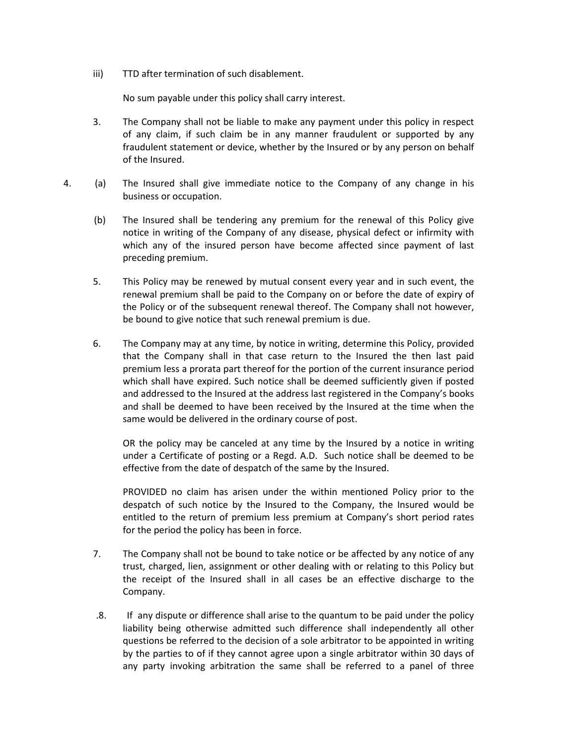iii) TTD after termination of such disablement.

No sum payable under this policy shall carry interest.

3. The Company shall not be liable to make any payment under this policy in respect of any claim, if such claim be in any manner fraudulent or supported by any fraudulent statement or device, whether by the Insured or by any person on behalf of the Insured.

4. (a) The Insured shall give immediate notice to the Company of any change in his business or occupation.

   (b) The Insured shall be tendering any premium for the renewal of this Policy give notice in writing of the Company of any disease, physical defect or infirmity with which any of the insured person have become affected since payment of last preceding premium.

5. This Policy may be renewed by mutual consent every year and in such event, the renewal premium shall be paid to the Company on or before the date of expiry of the Policy or of the subsequent renewal thereof. The Company shall not however, be bound to give notice that such renewal premium is due.

6. The Company may at any time, by notice in writing, determine this Policy, provided that the Company shall in that case return to the Insured the then last paid premium less a prorata part thereof for the portion of the current insurance period which shall have expired. Such notice shall be deemed sufficiently given if posted and addressed to the Insured at the address last registered in the Company's books and shall be deemed to have been received by the Insured at the time when the same would be delivered in the ordinary course of post.

   OR the policy may be canceled at any time by the Insured by a notice in writing under a Certificate of posting or a Regd. A.D. Such notice shall be deemed to be effective from the date of despatch of the same by the Insured.

   PROVIDED no claim has arisen under the within mentioned Policy prior to the despatch of such notice by the Insured to the Company, the Insured would be entitled to the return of premium less premium at Company's short period rates for the period the policy has been in force.

7. The Company shall not be bound to take notice or be affected by any notice of any trust, charged, lien, assignment or other dealing with or relating to this Policy but the receipt of the Insured shall in all cases be an effective discharge to the Company.

.8. If any dispute or difference shall arise to the quantum to be paid under the policy liability being otherwise admitted such difference shall independently all other questions be referred to the decision of a sole arbitrator to be appointed in writing by the parties to of if they cannot agree upon a single arbitrator within 30 days of any party invoking arbitration the same shall be referred to a panel of three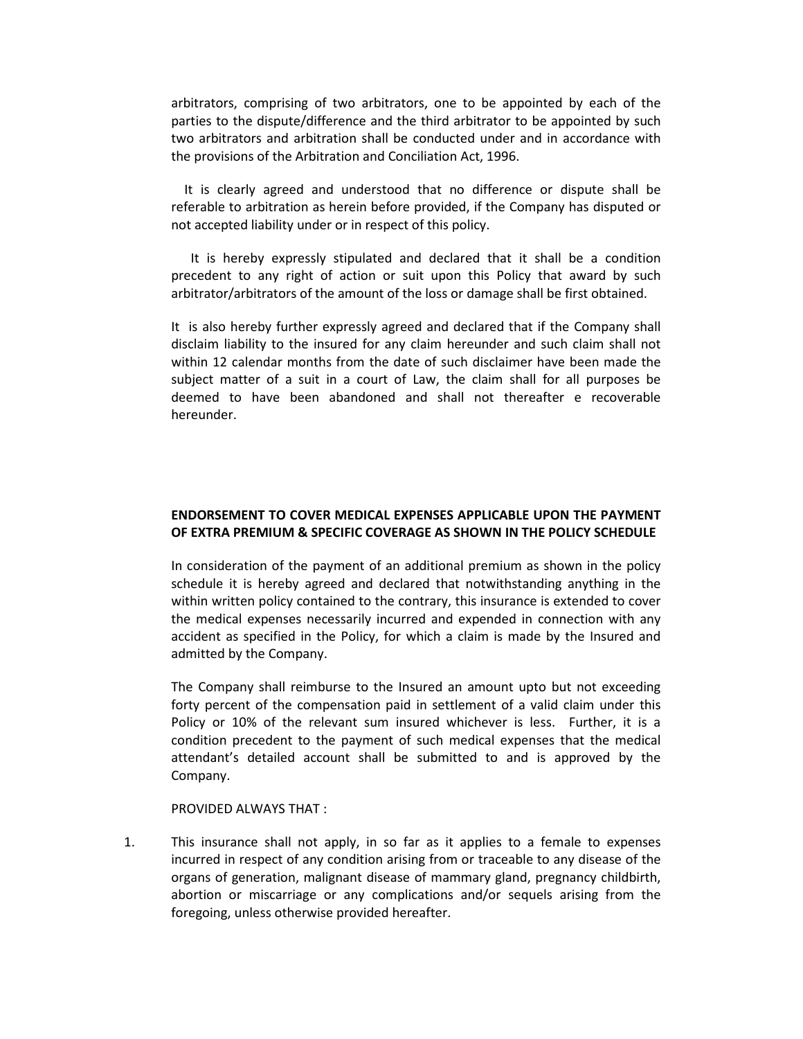arbitrators, comprising of two arbitrators, one to be appointed by each of the parties to the dispute/difference and the third arbitrator to be appointed by such two arbitrators and arbitration shall be conducted under and in accordance with the provisions of the Arbitration and Conciliation Act, 1996.

It is clearly agreed and understood that no difference or dispute shall be referable to arbitration as herein before provided, if the Company has disputed or not accepted liability under or in respect of this policy.

It is hereby expressly stipulated and declared that it shall be a condition precedent to any right of action or suit upon this Policy that award by such arbitrator/arbitrators of the amount of the loss or damage shall be first obtained.

It is also hereby further expressly agreed and declared that if the Company shall disclaim liability to the insured for any claim hereunder and such claim shall not within 12 calendar months from the date of such disclaimer have been made the subject matter of a suit in a court of Law, the claim shall for all purposes be deemed to have been abandoned and shall not thereafter e recoverable hereunder.

**ENDORSEMENT TO COVER MEDICAL EXPENSES APPLICABLE UPON THE PAYMENT OF EXTRA PREMIUM & SPECIFIC COVERAGE AS SHOWN IN THE POLICY SCHEDULE**

In consideration of the payment of an additional premium as shown in the policy schedule it is hereby agreed and declared that notwithstanding anything in the within written policy contained to the contrary, this insurance is extended to cover the medical expenses necessarily incurred and expended in connection with any accident as specified in the Policy, for which a claim is made by the Insured and admitted by the Company.

The Company shall reimburse to the Insured an amount upto but not exceeding forty percent of the compensation paid in settlement of a valid claim under this Policy or 10% of the relevant sum insured whichever is less. Further, it is a condition precedent to the payment of such medical expenses that the medical attendant's detailed account shall be submitted to and is approved by the Company.

PROVIDED ALWAYS THAT :

1. This insurance shall not apply, in so far as it applies to a female to expenses incurred in respect of any condition arising from or traceable to any disease of the organs of generation, malignant disease of mammary gland, pregnancy childbirth, abortion or miscarriage or any complications and/or sequels arising from the foregoing, unless otherwise provided hereafter.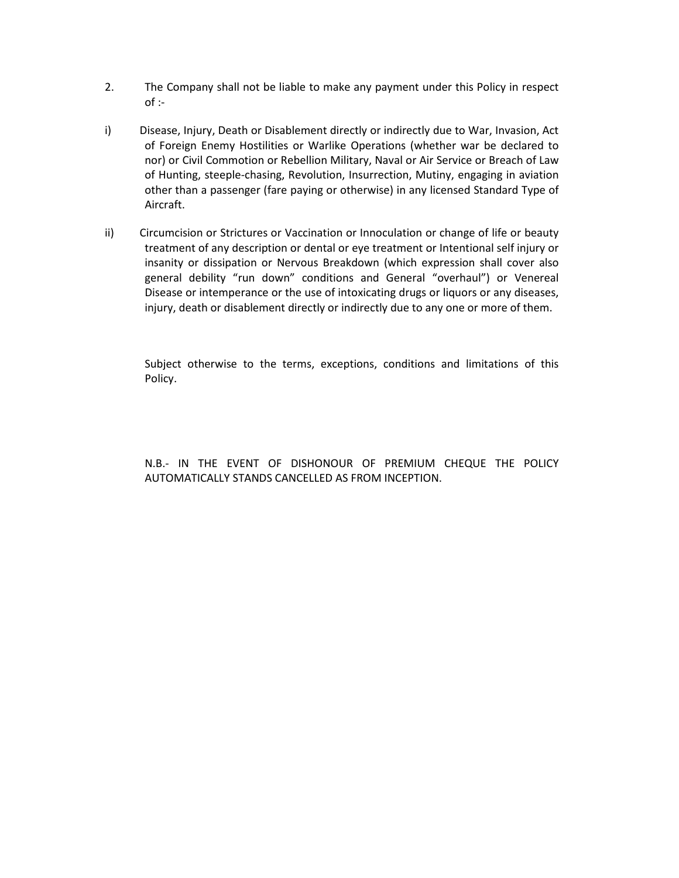2. The Company shall not be liable to make any payment under this Policy in respect of :-

i) Disease, Injury, Death or Disablement directly or indirectly due to War, Invasion, Act of Foreign Enemy Hostilities or Warlike Operations (whether war be declared to nor) or Civil Commotion or Rebellion Military, Naval or Air Service or Breach of Law of Hunting, steeple-chasing, Revolution, Insurrection, Mutiny, engaging in aviation other than a passenger (fare paying or otherwise) in any licensed Standard Type of Aircraft.

ii) Circumcision or Strictures or Vaccination or Innoculation or change of life or beauty treatment of any description or dental or eye treatment or Intentional self injury or insanity or dissipation or Nervous Breakdown (which expression shall cover also general debility "run down" conditions and General "overhaul") or Venereal Disease or intemperance or the use of intoxicating drugs or liquors or any diseases, injury, death or disablement directly or indirectly due to any one or more of them.

Subject otherwise to the terms, exceptions, conditions and limitations of this Policy.

N.B.- IN THE EVENT OF DISHONOUR OF PREMIUM CHEQUE THE POLICY AUTOMATICALLY STANDS CANCELLED AS FROM INCEPTION.